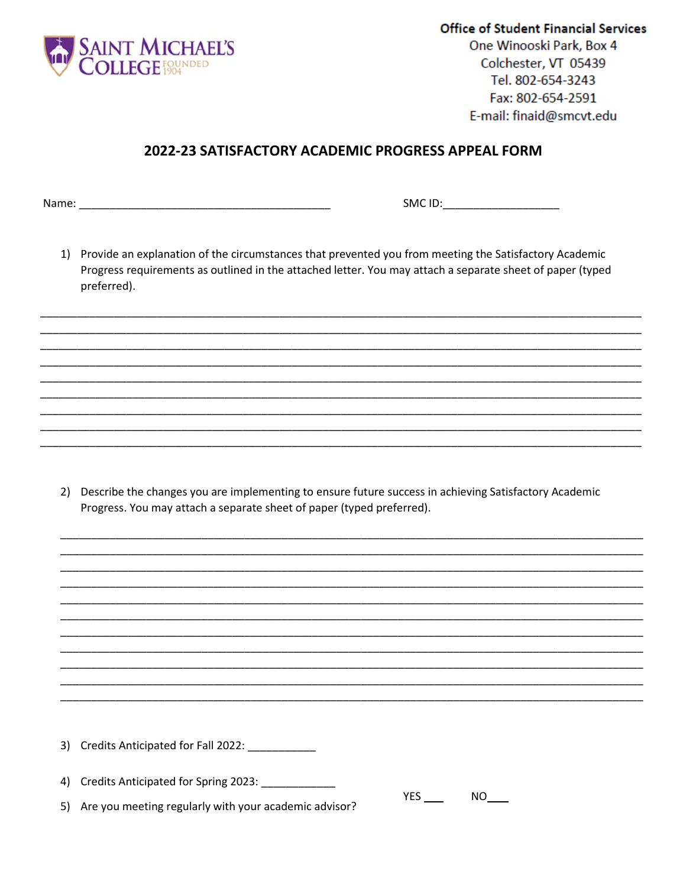SAINT MICHAEL'S COLLEGE FOUNDED 1904

**Office of Student Financial Services**
One Winooski Park, Box 4
Colchester, VT 05439
Tel. 802-654-3243
Fax: 802-654-2591
E-mail: finaid@smcvt.edu

## 2022-23 SATISFACTORY ACADEMIC PROGRESS APPEAL FORM

Name: ________________________________________ SMC ID:__________________

1) Provide an explanation of the circumstances that prevented you from meeting the Satisfactory Academic Progress requirements as outlined in the attached letter. You may attach a separate sheet of paper (typed preferred).

_______________________________________________________________________________________
_______________________________________________________________________________________
_______________________________________________________________________________________
_______________________________________________________________________________________
_______________________________________________________________________________________
_______________________________________________________________________________________
_______________________________________________________________________________________
_______________________________________________________________________________________
_______________________________________________________________________________________

2) Describe the changes you are implementing to ensure future success in achieving Satisfactory Academic Progress. You may attach a separate sheet of paper (typed preferred).

_______________________________________________________________________________________
_______________________________________________________________________________________
_______________________________________________________________________________________
_______________________________________________________________________________________
_______________________________________________________________________________________
_______________________________________________________________________________________
_______________________________________________________________________________________
_______________________________________________________________________________________
_______________________________________________________________________________________
_______________________________________________________________________________________
_______________________________________________________________________________________

3) Credits Anticipated for Fall 2022: ___________

4) Credits Anticipated for Spring 2023: ____________

5) Are you meeting regularly with your academic advisor? YES ___ NO___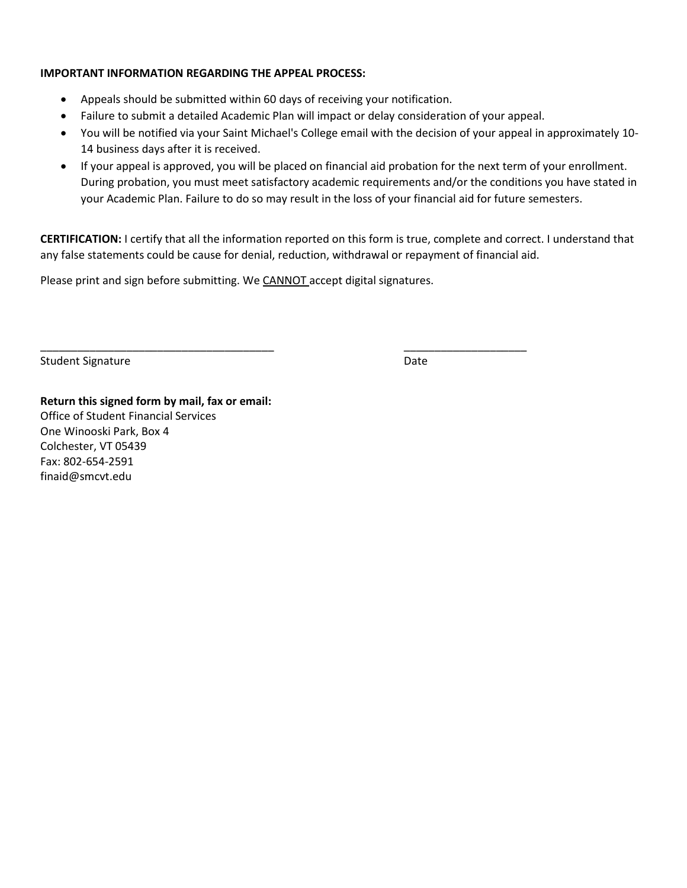**IMPORTANT INFORMATION REGARDING THE APPEAL PROCESS:**

- Appeals should be submitted within 60 days of receiving your notification.
- Failure to submit a detailed Academic Plan will impact or delay consideration of your appeal.
- You will be notified via your Saint Michael's College email with the decision of your appeal in approximately 10-14 business days after it is received.
- If your appeal is approved, you will be placed on financial aid probation for the next term of your enrollment. During probation, you must meet satisfactory academic requirements and/or the conditions you have stated in your Academic Plan. Failure to do so may result in the loss of your financial aid for future semesters.

**CERTIFICATION:** I certify that all the information reported on this form is true, complete and correct. I understand that any false statements could be cause for denial, reduction, withdrawal or repayment of financial aid.

Please print and sign before submitting. We <u>CANNOT</u> accept digital signatures.

______________________________________ Student Signature

____________________ Date

**Return this signed form by mail, fax or email:**
Office of Student Financial Services
One Winooski Park, Box 4
Colchester, VT 05439
Fax: 802-654-2591
finaid@smcvt.edu